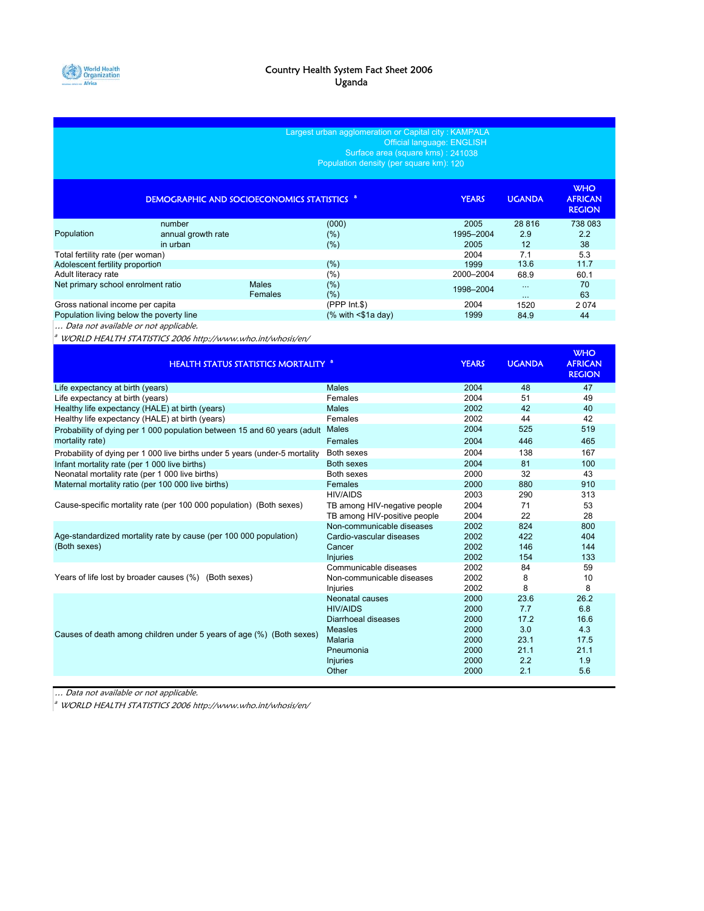# Country Health System Fact Sheet 2006
## Uganda

Largest urban agglomeration or Capital city : KAMPALA
Official language: ENGLISH
Surface area (square kms) : 241038
Population density (per square km): 120

| DEMOGRAPHIC AND SOCIOECONOMICS STATISTICS [a] | | | | YEARS | UGANDA | WHO AFRICAN REGION |
|---|---|---|---|---|---|---|
| Population | number | | (000) | 2005 | 28 816 | 738 083 |
| | annual growth rate | | (%) | 1995–2004 | 2.9 | 2.2 |
| | in urban | | (%) | 2005 | 12 | 38 |
| Total fertility rate (per woman) | | | | 2004 | 7.1 | 5.3 |
| Adolescent fertility proportion | | | (%) | 1999 | 13.6 | 11.7 |
| Adult literacy rate | | | (%) | 2000–2004 | 68.9 | 60.1 |
| Net primary school enrolment ratio | | Males | (%) | 1998–2004 | ... | 70 |
| | | Females | (%) | | ... | 63 |
| Gross national income per capita | | | (PPP Int.$) | 2004 | 1520 | 2 074 |
| Population living below the poverty line | | | (% with <$1a day) | 1999 | 84.9 | 44 |

*... Data not available or not applicable.*

*[a] WORLD HEALTH STATISTICS 2006 http://www.who.int/whosis/en/*

| HEALTH STATUS STATISTICS MORTALITY [a] | | YEARS | UGANDA | WHO AFRICAN REGION |
|---|---|---|---|---|
| Life expectancy at birth (years) | Males | 2004 | 48 | 47 |
| Life expectancy at birth (years) | Females | 2004 | 51 | 49 |
| Healthy life expectancy (HALE) at birth (years) | Males | 2002 | 42 | 40 |
| Healthy life expectancy (HALE) at birth (years) | Females | 2002 | 44 | 42 |
| Probability of dying per 1 000 population between 15 and 60 years (adult mortality rate) | Males | 2004 | 525 | 519 |
| | Females | 2004 | 446 | 465 |
| Probability of dying per 1 000 live births under 5 years (under-5 mortality | Both sexes | 2004 | 138 | 167 |
| Infant mortality rate (per 1 000 live births) | Both sexes | 2004 | 81 | 100 |
| Neonatal mortality rate (per 1 000 live births) | Both sexes | 2000 | 32 | 43 |
| Maternal mortality ratio (per 100 000 live births) | Females | 2000 | 880 | 910 |
| Cause-specific mortality rate (per 100 000 population) (Both sexes) | HIV/AIDS | 2003 | 290 | 313 |
| | TB among HIV-negative people | 2004 | 71 | 53 |
| | TB among HIV-positive people | 2004 | 22 | 28 |
| Age-standardized mortality rate by cause (per 100 000 population) (Both sexes) | Non-communicable diseases | 2002 | 824 | 800 |
| | Cardio-vascular diseases | 2002 | 422 | 404 |
| | Cancer | 2002 | 146 | 144 |
| | Injuries | 2002 | 154 | 133 |
| Years of life lost by broader causes (%) (Both sexes) | Communicable diseases | 2002 | 84 | 59 |
| | Non-communicable diseases | 2002 | 8 | 10 |
| | Injuries | 2002 | 8 | 8 |
| Causes of death among children under 5 years of age (%) (Both sexes) | Neonatal causes | 2000 | 23.6 | 26.2 |
| | HIV/AIDS | 2000 | 7.7 | 6.8 |
| | Diarrhoeal diseases | 2000 | 17.2 | 16.6 |
| | Measles | 2000 | 3.0 | 4.3 |
| | Malaria | 2000 | 23.1 | 17.5 |
| | Pneumonia | 2000 | 21.1 | 21.1 |
| | Injuries | 2000 | 2.2 | 1.9 |
| | Other | 2000 | 2.1 | 5.6 |

*... Data not available or not applicable.*

*[a] WORLD HEALTH STATISTICS 2006 http://www.who.int/whosis/en/*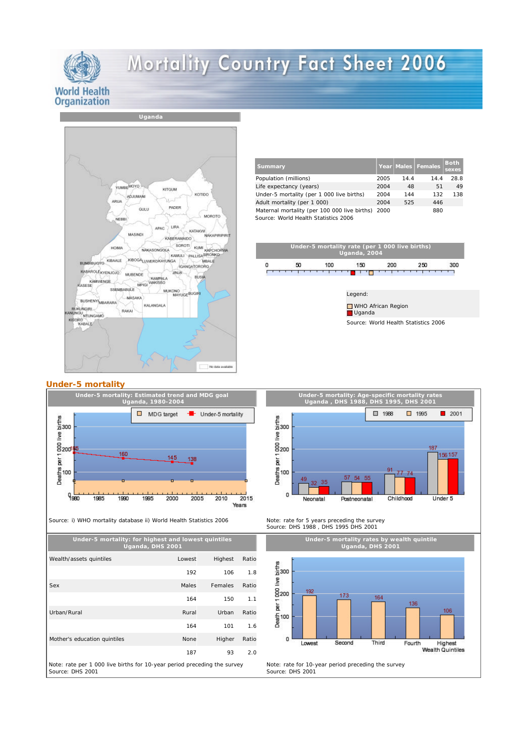# Mortality Country Fact Sheet 2006

World Health Organization

## Uganda

| Summary | Year | Males | Females | Both sexes |
|---|---|---|---|---|
| Population (millions) | 2005 | 14.4 | 14.4 | 28.8 |
| Life expectancy (years) | 2004 | 48 | 51 | 49 |
| Under-5 mortality (per 1 000 live births) | 2004 | 144 | 132 | 138 |
| Adult mortality (per 1 000) | 2004 | 525 | 446 | |
| Maternal mortality (per 100 000 live births) | 2000 | | 880 | |

Source: World Health Statistics 2006

**Under-5 mortality rate (per 1 000 live births) Uganda, 2004**

Legend:
- WHO African Region
- Uganda

Source: World Health Statistics 2006

## Under-5 mortality

**Under-5 mortality: Estimated trend and MDG goal Uganda, 1980-2004**

Under-5 mortality: 1980: 185; 1990: 160; 2000: 145; 2004: 138

Source: i) WHO mortality database ii) World Health Statistics 2006

**Under-5 mortality: Age-specific mortality rates Uganda, DHS 1988, DHS 1995, DHS 2001**

| | 1988 | 1995 | 2001 |
|---|---|---|---|
| Neonatal | 49 | 32 | 35 |
| Postneonatal | 57 | 54 | 55 |
| Childhood | 91 | 77 | 74 |
| Under 5 | 187 | 156 | 157 |

Note: rate for 5 years preceding the survey
Source: DHS 1988, DHS 1995 DHS 2001

**Under-5 mortality: for highest and lowest quintiles Uganda, DHS 2001**

| Wealth/assets quintiles | Lowest | Highest | Ratio |
|---|---|---|---|
| | 192 | 106 | 1.8 |
| **Sex** | **Males** | **Females** | **Ratio** |
| | 164 | 150 | 1.1 |
| **Urban/Rural** | **Rural** | **Urban** | **Ratio** |
| | 164 | 101 | 1.6 |
| **Mother's education quintiles** | **None** | **Higher** | **Ratio** |
| | 187 | 93 | 2.0 |

Note: rate per 1 000 live births for 10-year period preceding the survey
Source: DHS 2001

**Under-5 mortality rates by wealth quintile Uganda, DHS 2001**

| Wealth Quintiles | Lowest | Second | Third | Fourth | Highest |
|---|---|---|---|---|---|
| Death per 1 000 live births | 192 | 173 | 164 | 136 | 106 |

Note: rate for 10-year period preceding the survey
Source: DHS 2001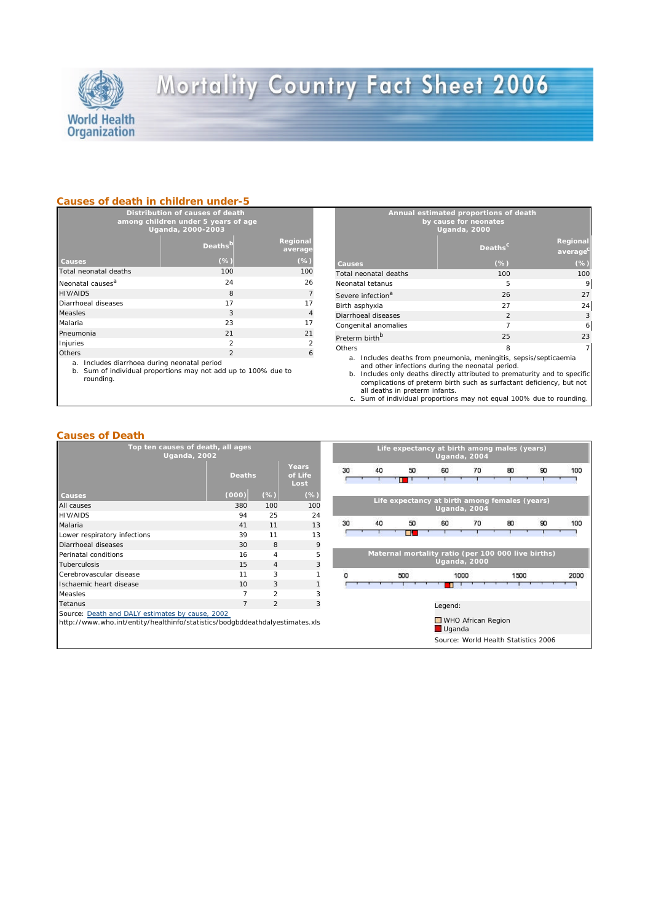# Mortality Country Fact Sheet 2006

## Causes of death in children under-5

**Distribution of causes of death among children under 5 years of age Uganda, 2000-2003**

| Causes | Deaths[b] (%) | Regional average (%) |
|---|---|---|
| Total neonatal deaths | 100 | 100 |
| Neonatal causes[a] | 24 | 26 |
| HIV/AIDS | 8 | 7 |
| Diarrhoeal diseases | 17 | 17 |
| Measles | 3 | 4 |
| Malaria | 23 | 17 |
| Pneumonia | 21 | 21 |
| Injuries | 2 | 2 |
| Others | 2 | 6 |

a. Includes diarrhoea during neonatal period
b. Sum of individual proportions may not add up to 100% due to rounding.

**Annual estimated proportions of death by cause for neonates Uganda, 2000**

| Causes | Deaths[c] (%) | Regional average[c] (%) |
|---|---|---|
| Total neonatal deaths | 100 | 100 |
| Neonatal tetanus | 5 | 9 |
| Severe infection[a] | 26 | 27 |
| Birth asphyxia | 27 | 24 |
| Diarrhoeal diseases | 2 | 3 |
| Congenital anomalies | 7 | 6 |
| Preterm birth[b] | 25 | 23 |
| Others | 8 | 7 |

a. Includes deaths from pneumonia, meningitis, sepsis/septicaemia and other infections during the neonatal period.
b. Includes only deaths directly attributed to prematurity and to specific complications of preterm birth such as surfactant deficiency, but not all deaths in preterm infants.
c. Sum of individual proportions may not equal 100% due to rounding.

## Causes of Death

**Top ten causes of death, all ages Uganda, 2002**

| Causes | Deaths (000) | Deaths (%) | Years of Life Lost (%) |
|---|---|---|---|
| All causes | 380 | 100 | 100 |
| HIV/AIDS | 94 | 25 | 24 |
| Malaria | 41 | 11 | 13 |
| Lower respiratory infections | 39 | 11 | 13 |
| Diarrhoeal diseases | 30 | 8 | 9 |
| Perinatal conditions | 16 | 4 | 5 |
| Tuberculosis | 15 | 4 | 3 |
| Cerebrovascular disease | 11 | 3 | 1 |
| Ischaemic heart disease | 10 | 3 | 1 |
| Measles | 7 | 2 | 3 |
| Tetanus | 7 | 2 | 3 |

Source: Death and DALY estimates by cause, 2002
http://www.who.int/entity/healthinfo/statistics/bodgbddeathdalyestimates.xls

**Life expectancy at birth among males (years) Uganda, 2004**

30 40 50 60 70 80 90 100

**Life expectancy at birth among females (years) Uganda, 2004**

30 40 50 60 70 80 90 100

**Maternal mortality ratio (per 100 000 live births) Uganda, 2000**

0 500 1000 1500 2000

Legend:
- WHO African Region
- Uganda

Source: World Health Statistics 2006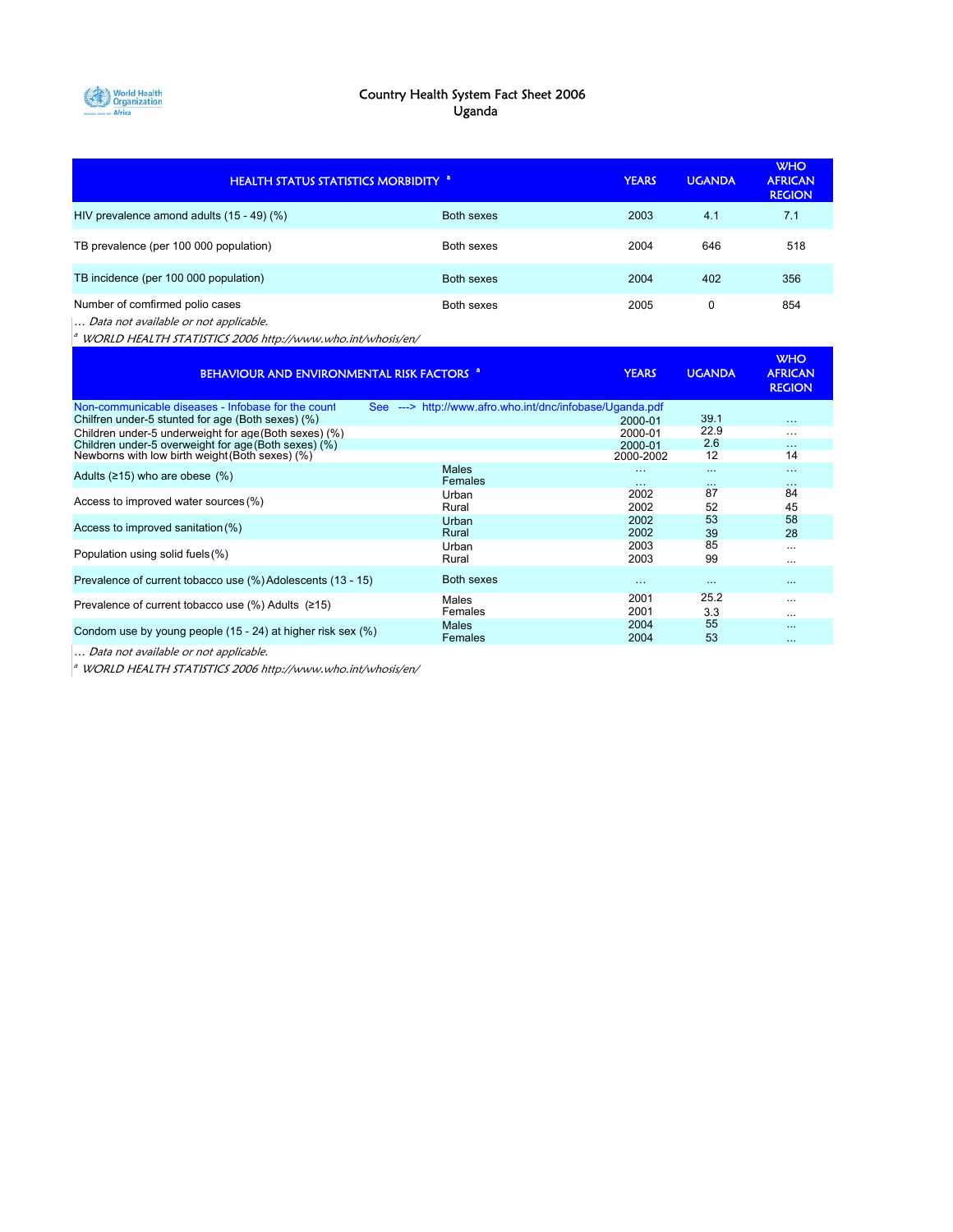# Country Health System Fact Sheet 2006
## Uganda

| HEALTH STATUS STATISTICS MORBIDITY [a] | | YEARS | UGANDA | WHO AFRICAN REGION |
|---|---|---|---|---|
| HIV prevalence amond adults (15 - 49) (%) | Both sexes | 2003 | 4.1 | 7.1 |
| TB prevalence (per 100 000 population) | Both sexes | 2004 | 646 | 518 |
| TB incidence (per 100 000 population) | Both sexes | 2004 | 402 | 356 |
| Number of comfirmed polio cases | Both sexes | 2005 | 0 | 854 |

*… Data not available or not applicable.*

*[a] WORLD HEALTH STATISTICS 2006 http://www.who.int/whosis/en/*

| BEHAVIOUR AND ENVIRONMENTAL RISK FACTORS [a] | | YEARS | UGANDA | WHO AFRICAN REGION |
|---|---|---|---|---|
| Non-communicable diseases - Infobase for the count | See ---> http://www.afro.who.int/dnc/infobase/Uganda.pdf | | | |
| Chilfren under-5 stunted for age (Both sexes) (%) | | 2000-01 | 39.1 | … |
| Children under-5 underweight for age (Both sexes) (%) | | 2000-01 | 22.9 | … |
| Children under-5 overweight for age (Both sexes) (%) | | 2000-01 | 2.6 | … |
| Newborns with low birth weight (Both sexes) (%) | | 2000-2002 | 12 | 14 |
| Adults (≥15) who are obese (%) | Males | … | … | … |
| | Females | … | … | … |
| Access to improved water sources (%) | Urban | 2002 | 87 | 84 |
| | Rural | 2002 | 52 | 45 |
| Access to improved sanitation (%) | Urban | 2002 | 53 | 58 |
| | Rural | 2002 | 39 | 28 |
| Population using solid fuels (%) | Urban | 2003 | 85 | … |
| | Rural | 2003 | 99 | … |
| Prevalence of current tobacco use (%) Adolescents (13 - 15) | Both sexes | … | … | … |
| Prevalence of current tobacco use (%) Adults (≥15) | Males | 2001 | 25.2 | … |
| | Females | 2001 | 3.3 | … |
| Condom use by young people (15 - 24) at higher risk sex (%) | Males | 2004 | 55 | … |
| | Females | 2004 | 53 | … |

*… Data not available or not applicable.*

*[a] WORLD HEALTH STATISTICS 2006 http://www.who.int/whosis/en/*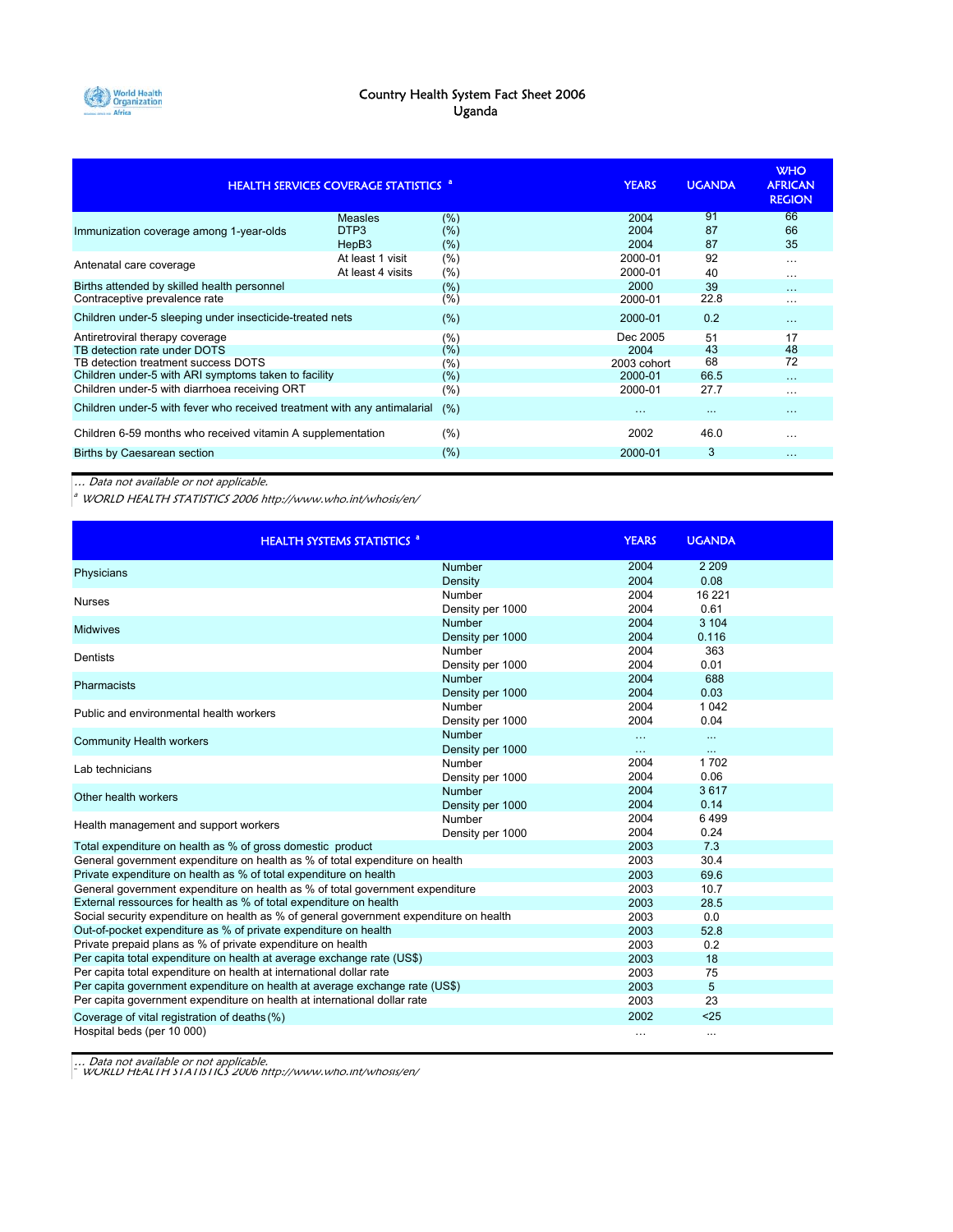# Country Health System Fact Sheet 2006
## Uganda

| HEALTH SERVICES COVERAGE STATISTICS [a] | | | YEARS | UGANDA | WHO AFRICAN REGION |
|---|---|---|---|---|---|
| Immunization coverage among 1-year-olds | Measles | (%) | 2004 | 91 | 66 |
| | DTP3 | (%) | 2004 | 87 | 66 |
| | HepB3 | (%) | 2004 | 87 | 35 |
| Antenatal care coverage | At least 1 visit | (%) | 2000-01 | 92 | … |
| | At least 4 visits | (%) | 2000-01 | 40 | … |
| Births attended by skilled health personnel | | (%) | 2000 | 39 | … |
| Contraceptive prevalence rate | | (%) | 2000-01 | 22.8 | … |
| Children under-5 sleeping under insecticide-treated nets | | (%) | 2000-01 | 0.2 | … |
| Antiretroviral therapy coverage | | (%) | Dec 2005 | 51 | 17 |
| TB detection rate under DOTS | | (%) | 2004 | 43 | 48 |
| TB detection treatment success DOTS | | (%) | 2003 cohort | 68 | 72 |
| Children under-5 with ARI symptoms taken to facility | | (%) | 2000-01 | 66.5 | … |
| Children under-5 with diarrhoea receiving ORT | | (%) | 2000-01 | 27.7 | … |
| Children under-5 with fever who received treatment with any antimalarial | | (%) | … | … | … |
| Children 6-59 months who received vitamin A supplementation | | (%) | 2002 | 46.0 | … |
| Births by Caesarean section | | (%) | 2000-01 | 3 | … |

*… Data not available or not applicable.*

*[a] WORLD HEALTH STATISTICS 2006 http://www.who.int/whosis/en/*

| HEALTH SYSTEMS STATISTICS [a] | | YEARS | UGANDA |
|---|---|---|---|
| Physicians | Number | 2004 | 2 209 |
| | Density | 2004 | 0.08 |
| Nurses | Number | 2004 | 16 221 |
| | Density per 1000 | 2004 | 0.61 |
| Midwives | Number | 2004 | 3 104 |
| | Density per 1000 | 2004 | 0.116 |
| Dentists | Number | 2004 | 363 |
| | Density per 1000 | 2004 | 0.01 |
| Pharmacists | Number | 2004 | 688 |
| | Density per 1000 | 2004 | 0.03 |
| Public and environmental health workers | Number | 2004 | 1 042 |
| | Density per 1000 | 2004 | 0.04 |
| Community Health workers | Number | … | … |
| | Density per 1000 | … | … |
| Lab technicians | Number | 2004 | 1 702 |
| | Density per 1000 | 2004 | 0.06 |
| Other health workers | Number | 2004 | 3 617 |
| | Density per 1000 | 2004 | 0.14 |
| Health management and support workers | Number | 2004 | 6 499 |
| | Density per 1000 | 2004 | 0.24 |
| Total expenditure on health as % of gross domestic product | | 2003 | 7.3 |
| General government expenditure on health as % of total expenditure on health | | 2003 | 30.4 |
| Private expenditure on health as % of total expenditure on health | | 2003 | 69.6 |
| General government expenditure on health as % of total government expenditure | | 2003 | 10.7 |
| External ressources for health as % of total expenditure on health | | 2003 | 28.5 |
| Social security expenditure on health as % of general government expenditure on health | | 2003 | 0.0 |
| Out-of-pocket expenditure as % of private expenditure on health | | 2003 | 52.8 |
| Private prepaid plans as % of private expenditure on health | | 2003 | 0.2 |
| Per capita total expenditure on health at average exchange rate (US$) | | 2003 | 18 |
| Per capita total expenditure on health at international dollar rate | | 2003 | 75 |
| Per capita government expenditure on health at average exchange rate (US$) | | 2003 | 5 |
| Per capita government expenditure on health at international dollar rate | | 2003 | 23 |
| Coverage of vital registration of deaths (%) | | 2002 | <25 |
| Hospital beds (per 10 000) | | … | … |

*… Data not available or not applicable.*

*[a] WORLD HEALTH STATISTICS 2006 http://www.who.int/whosis/en/*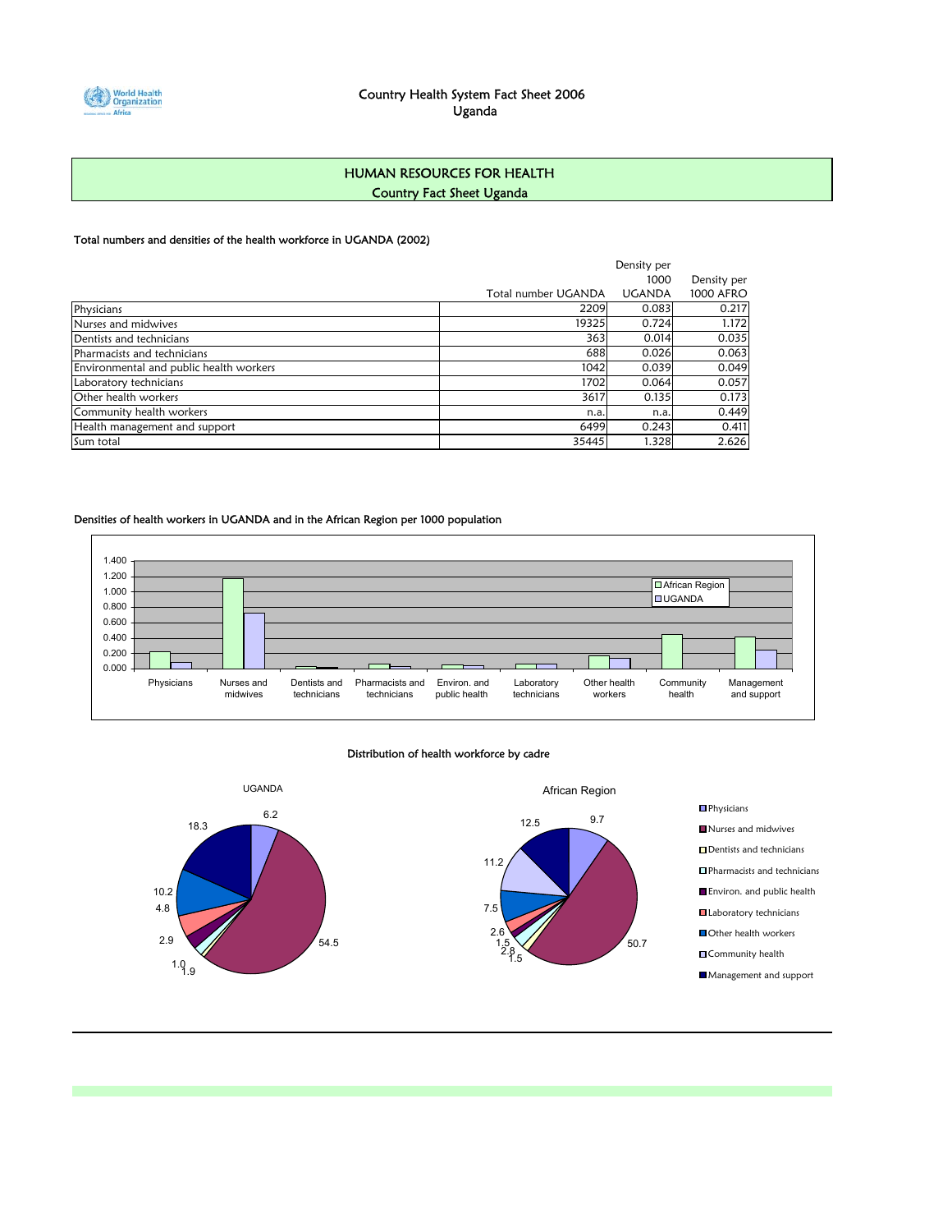Country Health System Fact Sheet 2006
Uganda

## HUMAN RESOURCES FOR HEALTH
### Country Fact Sheet Uganda

Total numbers and densities of the health workforce in UGANDA (2002)

| | Total number UGANDA | Density per 1000 UGANDA | Density per 1000 AFRO |
|---|---|---|---|
| Physicians | 2209 | 0.083 | 0.217 |
| Nurses and midwives | 19325 | 0.724 | 1.172 |
| Dentists and technicians | 363 | 0.014 | 0.035 |
| Pharmacists and technicians | 688 | 0.026 | 0.063 |
| Environmental and public health workers | 1042 | 0.039 | 0.049 |
| Laboratory technicians | 1702 | 0.064 | 0.057 |
| Other health workers | 3617 | 0.135 | 0.173 |
| Community health workers | n.a. | n.a. | 0.449 |
| Health management and support | 6499 | 0.243 | 0.411 |
| Sum total | 35445 | 1.328 | 2.626 |

Densities of health workers in UGANDA and in the African Region per 1000 population

Distribution of health workforce by cadre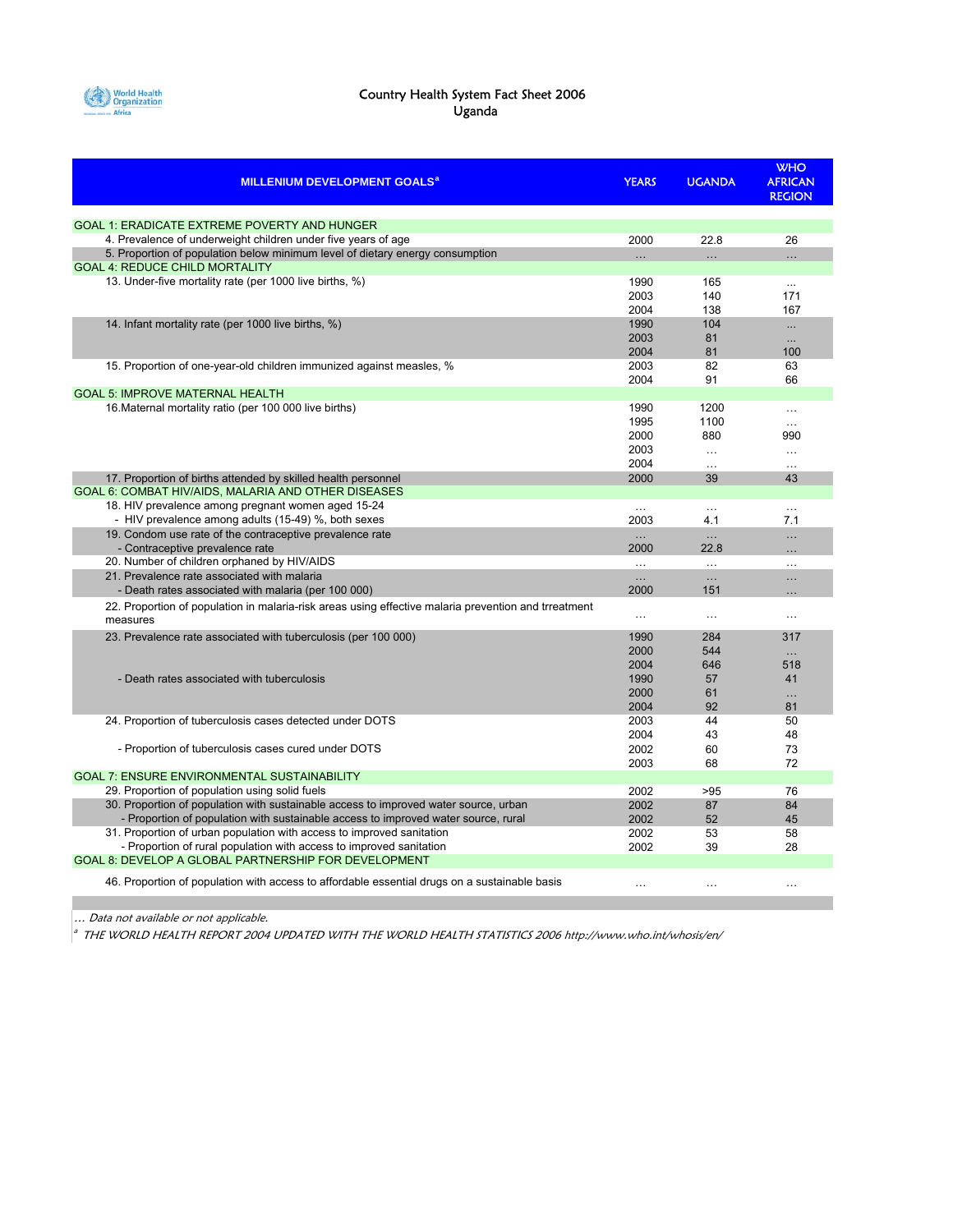# Country Health System Fact Sheet 2006
## Uganda

| MILLENIUM DEVELOPMENT GOALS[a] | YEARS | UGANDA | WHO AFRICAN REGION |
|---|---|---|---|
| GOAL 1: ERADICATE EXTREME POVERTY AND HUNGER | | | |
| 4. Prevalence of underweight children under five years of age | 2000 | 22.8 | 26 |
| 5. Proportion of population below minimum level of dietary energy consumption | … | … | … |
| GOAL 4: REDUCE CHILD MORTALITY | | | |
| 13. Under-five mortality rate (per 1000 live births, %) | 1990 | 165 | … |
| | 2003 | 140 | 171 |
| | 2004 | 138 | 167 |
| 14. Infant mortality rate (per 1000 live births, %) | 1990 | 104 | … |
| | 2003 | 81 | … |
| | 2004 | 81 | 100 |
| 15. Proportion of one-year-old children immunized against measles, % | 2003 | 82 | 63 |
| | 2004 | 91 | 66 |
| GOAL 5: IMPROVE MATERNAL HEALTH | | | |
| 16.Maternal mortality ratio (per 100 000 live births) | 1990 | 1200 | … |
| | 1995 | 1100 | … |
| | 2000 | 880 | 990 |
| | 2003 | … | … |
| | 2004 | … | … |
| 17. Proportion of births attended by skilled health personnel | 2000 | 39 | 43 |
| GOAL 6: COMBAT HIV/AIDS, MALARIA AND OTHER DISEASES | | | |
| 18. HIV prevalence among pregnant women aged 15-24 | … | … | … |
| - HIV prevalence among adults (15-49) %, both sexes | 2003 | 4.1 | 7.1 |
| 19. Condom use rate of the contraceptive prevalence rate | … | … | … |
| - Contraceptive prevalence rate | 2000 | 22.8 | … |
| 20. Number of children orphaned by HIV/AIDS | … | … | … |
| 21. Prevalence rate associated with malaria | … | … | … |
| - Death rates associated with malaria (per 100 000) | 2000 | 151 | … |
| 22. Proportion of population in malaria-risk areas using effective malaria prevention and trreatment measures | … | … | … |
| 23. Prevalence rate associated with tuberculosis (per 100 000) | 1990 | 284 | 317 |
| | 2000 | 544 | … |
| | 2004 | 646 | 518 |
| - Death rates associated with tuberculosis | 1990 | 57 | 41 |
| | 2000 | 61 | … |
| | 2004 | 92 | 81 |
| 24. Proportion of tuberculosis cases detected under DOTS | 2003 | 44 | 50 |
| | 2004 | 43 | 48 |
| - Proportion of tuberculosis cases cured under DOTS | 2002 | 60 | 73 |
| | 2003 | 68 | 72 |
| GOAL 7: ENSURE ENVIRONMENTAL SUSTAINABILITY | | | |
| 29. Proportion of population using solid fuels | 2002 | >95 | 76 |
| 30. Proportion of population with sustainable access to improved water source, urban | 2002 | 87 | 84 |
| - Proportion of population with sustainable access to improved water source, rural | 2002 | 52 | 45 |
| 31. Proportion of urban population with access to improved sanitation | 2002 | 53 | 58 |
| - Proportion of rural population with access to improved sanitation | 2002 | 39 | 28 |
| GOAL 8: DEVELOP A GLOBAL PARTNERSHIP FOR DEVELOPMENT | | | |
| 46. Proportion of population with access to affordable essential drugs on a sustainable basis | … | … | … |

*… Data not available or not applicable.*

[a] *THE WORLD HEALTH REPORT 2004 UPDATED WITH THE WORLD HEALTH STATISTICS 2006 http://www.who.int/whosis/en/*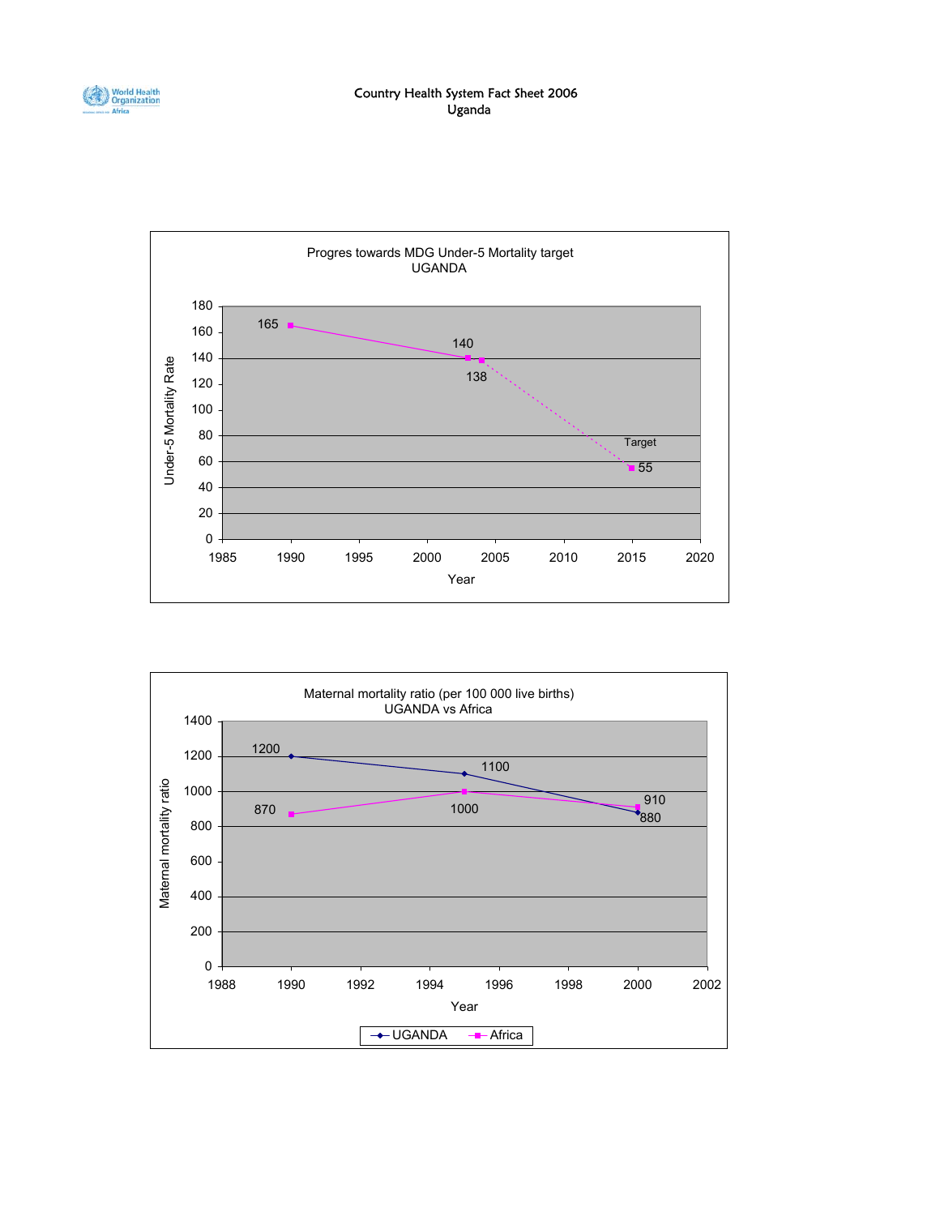Progres towards MDG Under-5 Mortality target
UGANDA

Under-5 Mortality Rate

180
160
140
120
100
80
60
40
20
0

1985 1990 1995 2000 2005 2010 2015 2020

Year

165
140
138
Target
55

Maternal mortality ratio (per 100 000 live births)
UGANDA vs Africa

Maternal mortality ratio

1400
1200
1000
800
600
400
200
0

1988 1990 1992 1994 1996 1998 2000 2002

Year

1200
1100
870
1000
910
880

UGANDA
Africa